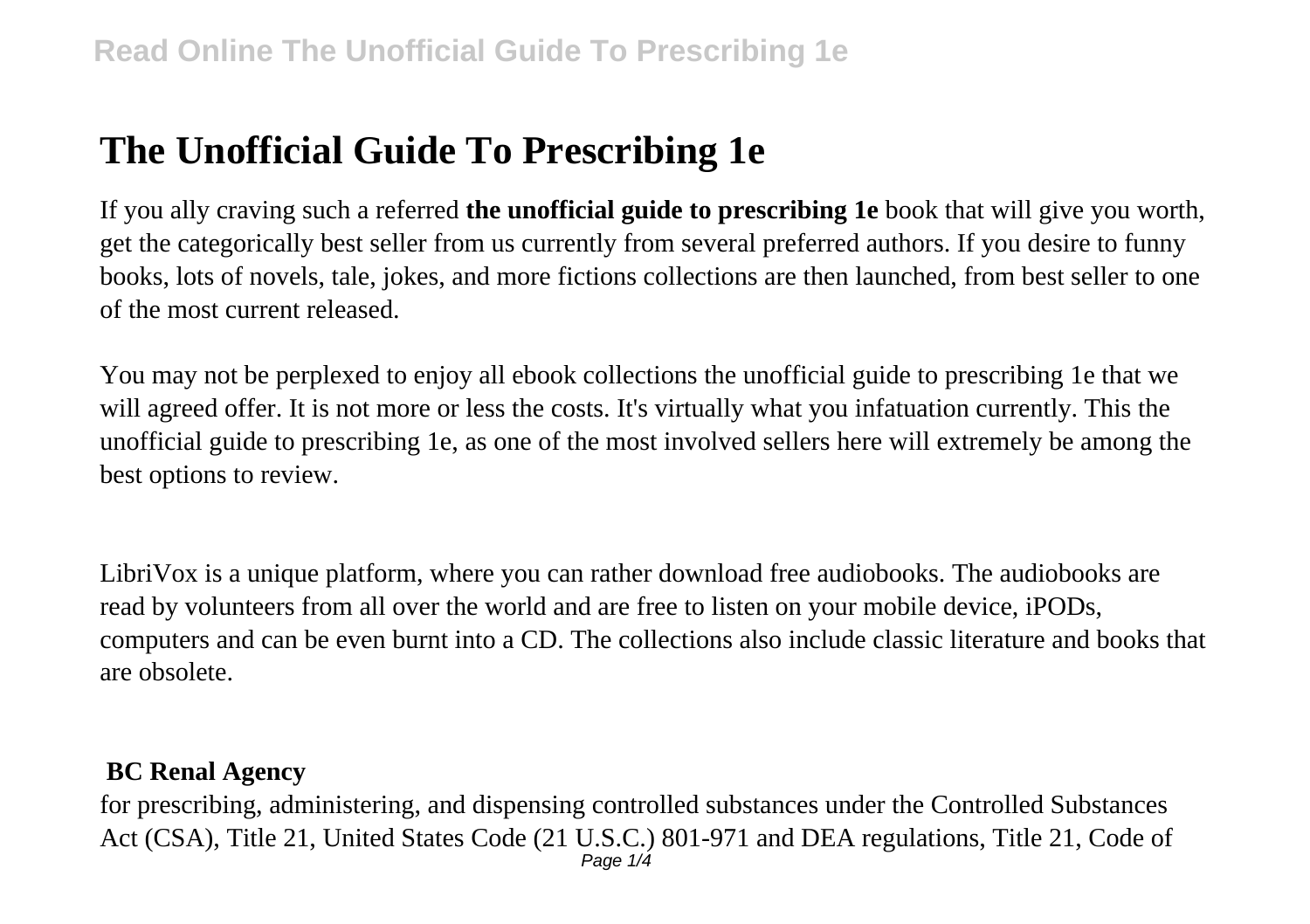# The Unofficial Guide To Prescribing 1e

If you ally craving such a referred **the unofficial guide to prescribing 1e** book that will give you worth, get the categorically best seller from us currently from several preferred authors. If you desire to funny books, lots of novels, tale, jokes, and more fictions collections are then launched, from best seller to one of the most current released.

You may not be perplexed to enjoy all ebook collections the unofficial guide to prescribing 1e that we will agreed offer. It is not more or less the costs. It's virtually what you infatuation currently. This the unofficial guide to prescribing 1e, as one of the most involved sellers here will extremely be among the best options to review.

LibriVox is a unique platform, where you can rather download free audiobooks. The audiobooks are read by volunteers from all over the world and are free to listen on your mobile device, iPODs, computers and can be even burnt into a CD. The collections also include classic literature and books that are obsolete.

## BC Renal Agency

for prescribing, administering, and dispensing controlled substances under the Controlled Substances Act (CSA), Title 21, United States Code (21 U.S.C.) 801-971 and DEA regulations, Title 21, Code of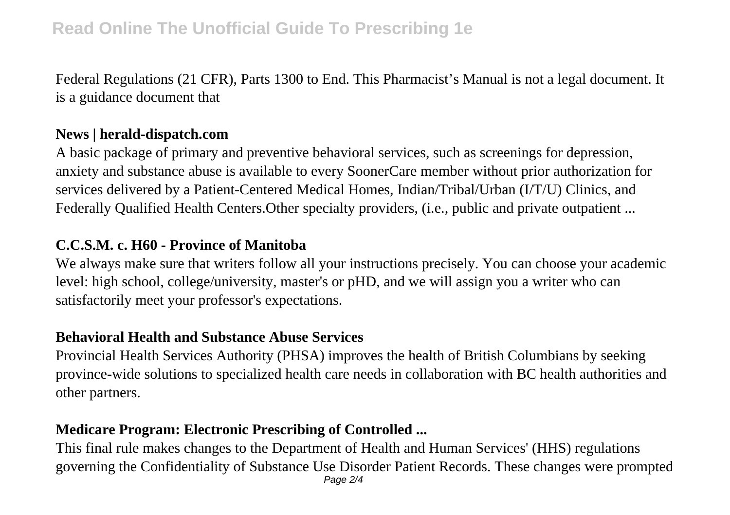Federal Regulations (21 CFR), Parts 1300 to End. This Pharmacist's Manual is not a legal document. It is a guidance document that

**News | herald-dispatch.com**

A basic package of primary and preventive behavioral services, such as screenings for depression, anxiety and substance abuse is available to every SoonerCare member without prior authorization for services delivered by a Patient-Centered Medical Homes, Indian/Tribal/Urban (I/T/U) Clinics, and Federally Qualified Health Centers.Other specialty providers, (i.e., public and private outpatient ...

**C.C.S.M. c. H60 - Province of Manitoba**

We always make sure that writers follow all your instructions precisely. You can choose your academic level: high school, college/university, master's or pHD, and we will assign you a writer who can satisfactorily meet your professor's expectations.

**Behavioral Health and Substance Abuse Services**

Provincial Health Services Authority (PHSA) improves the health of British Columbians by seeking province-wide solutions to specialized health care needs in collaboration with BC health authorities and other partners.

**Medicare Program: Electronic Prescribing of Controlled ...**

This final rule makes changes to the Department of Health and Human Services' (HHS) regulations governing the Confidentiality of Substance Use Disorder Patient Records. These changes were prompted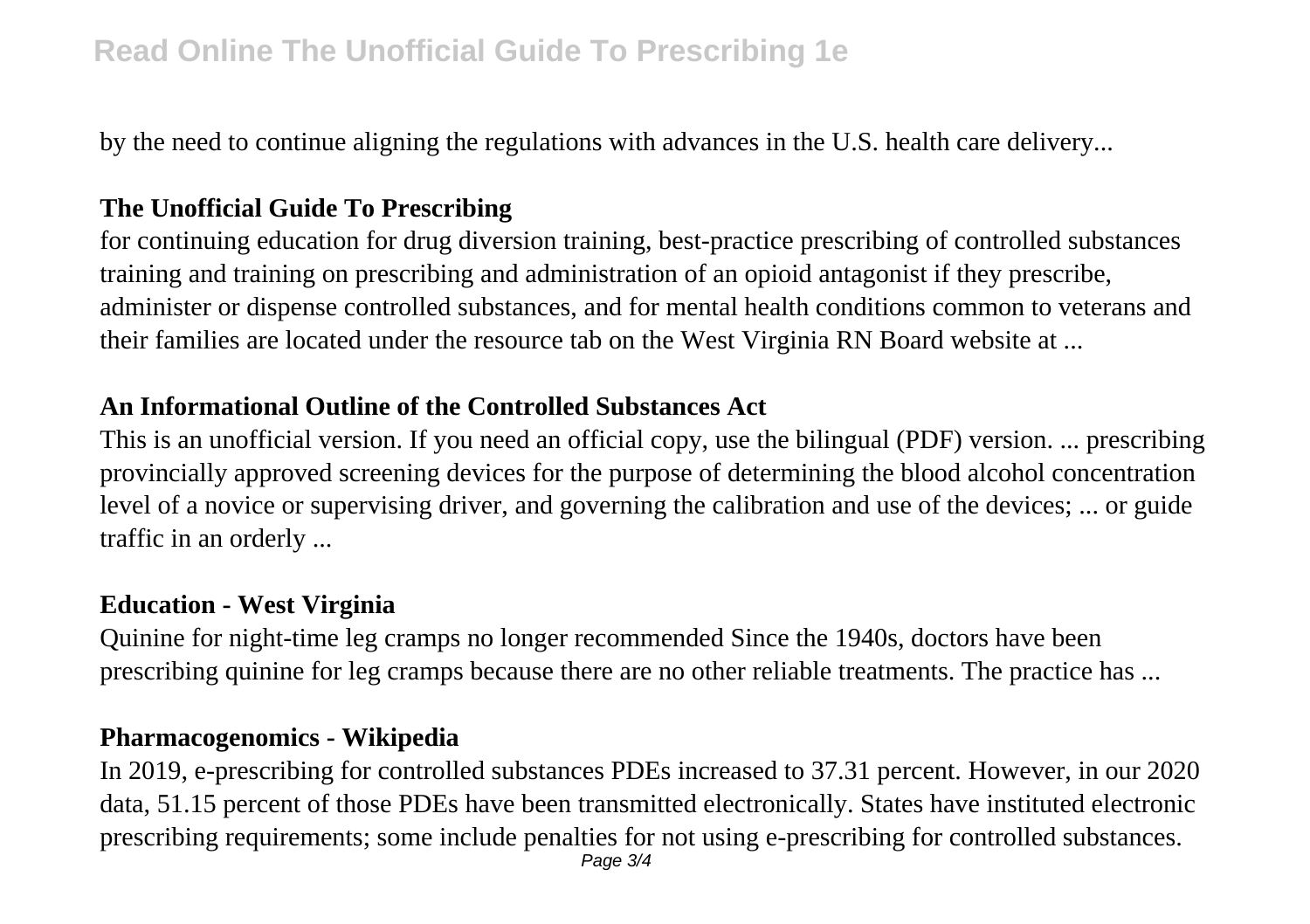by the need to continue aligning the regulations with advances in the U.S. health care delivery...

## The Unofficial Guide To Prescribing

for continuing education for drug diversion training, best-practice prescribing of controlled substances training and training on prescribing and administration of an opioid antagonist if they prescribe, administer or dispense controlled substances, and for mental health conditions common to veterans and their families are located under the resource tab on the West Virginia RN Board website at ...

## An Informational Outline of the Controlled Substances Act

This is an unofficial version. If you need an official copy, use the bilingual (PDF) version. ... prescribing provincially approved screening devices for the purpose of determining the blood alcohol concentration level of a novice or supervising driver, and governing the calibration and use of the devices; ... or guide traffic in an orderly ...

## Education - West Virginia

Quinine for night-time leg cramps no longer recommended Since the 1940s, doctors have been prescribing quinine for leg cramps because there are no other reliable treatments. The practice has ...

## Pharmacogenomics - Wikipedia

In 2019, e-prescribing for controlled substances PDEs increased to 37.31 percent. However, in our 2020 data, 51.15 percent of those PDEs have been transmitted electronically. States have instituted electronic prescribing requirements; some include penalties for not using e-prescribing for controlled substances.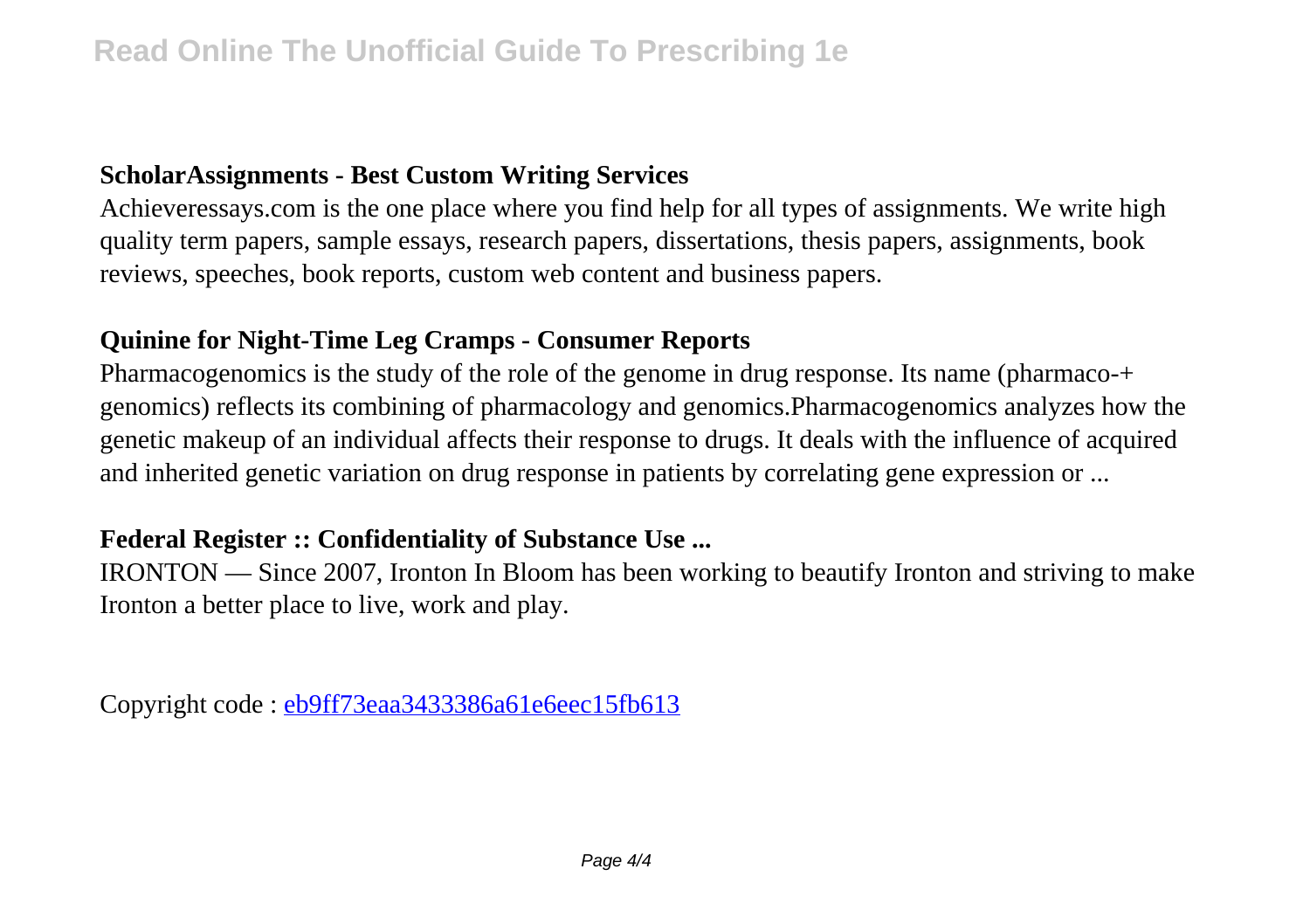**ScholarAssignments - Best Custom Writing Services**

Achieveressays.com is the one place where you find help for all types of assignments. We write high quality term papers, sample essays, research papers, dissertations, thesis papers, assignments, book reviews, speeches, book reports, custom web content and business papers.

**Quinine for Night-Time Leg Cramps - Consumer Reports**

Pharmacogenomics is the study of the role of the genome in drug response. Its name (pharmaco-+ genomics) reflects its combining of pharmacology and genomics.Pharmacogenomics analyzes how the genetic makeup of an individual affects their response to drugs. It deals with the influence of acquired and inherited genetic variation on drug response in patients by correlating gene expression or ...

**Federal Register :: Confidentiality of Substance Use ...**

IRONTON — Since 2007, Ironton In Bloom has been working to beautify Ironton and striving to make Ironton a better place to live, work and play.

Copyright code : eb9ff73eaa3433386a61e6eec15fb613